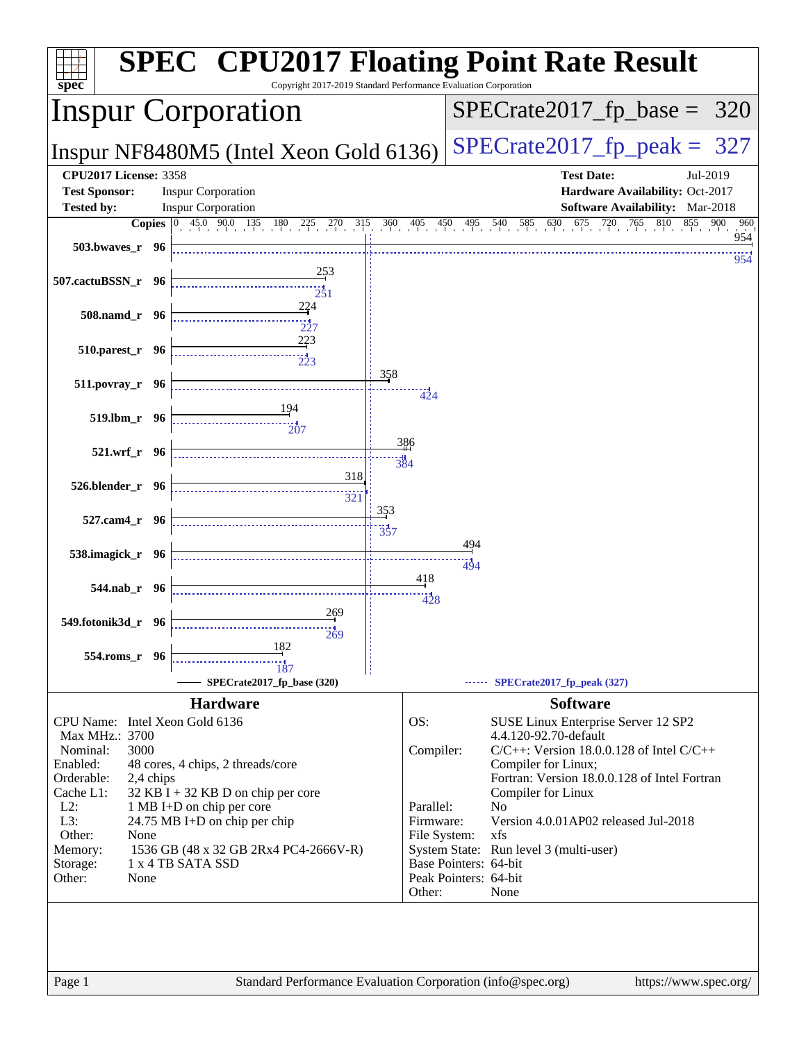# SPEC CPU2017 Floating Point Rate Result

Copyright 2017-2019 Standard Performance Evaluation Corporation

## Inspur Corporation

**Inspur NF8480M5 (Intel Xeon Gold 6136)**

SPECrate2017_fp_base = 320

SPECrate2017_fp_peak = 327

| | | | |
|---|---|---|---|
| **CPU2017 License:** | 3358 | **Test Date:** | Jul-2019 |
| **Test Sponsor:** | Inspur Corporation | **Hardware Availability:** | Oct-2017 |
| **Tested by:** | Inspur Corporation | **Software Availability:** | Mar-2018 |

| Benchmark | Copies | SPECrate2017_fp_base (320) | SPECrate2017_fp_peak (327) |
|---|---|---|---|
| 503.bwaves_r | 96 | 954 | 954 |
| 507.cactuBSSN_r | 96 | 253 | 251 |
| 508.namd_r | 96 | 224 | 227 |
| 510.parest_r | 96 | 223 | 223 |
| 511.povray_r | 96 | 358 | 424 |
| 519.lbm_r | 96 | 194 | 207 |
| 521.wrf_r | 96 | 386 | 384 |
| 526.blender_r | 96 | 318 | 321 |
| 527.cam4_r | 96 | 353 | 357 |
| 538.imagick_r | 96 | 494 | 494 |
| 544.nab_r | 96 | 418 | 428 |
| 549.fotonik3d_r | 96 | 269 | 269 |
| 554.roms_r | 96 | 182 | 187 |

### Hardware

| | |
|---|---|
| CPU Name: | Intel Xeon Gold 6136 |
| Max MHz.: | 3700 |
| Nominal: | 3000 |
| Enabled: | 48 cores, 4 chips, 2 threads/core |
| Orderable: | 2,4 chips |
| Cache L1: | 32 KB I + 32 KB D on chip per core |
| L2: | 1 MB I+D on chip per core |
| L3: | 24.75 MB I+D on chip per chip |
| Other: | None |
| Memory: | 1536 GB (48 x 32 GB 2Rx4 PC4-2666V-R) |
| Storage: | 1 x 4 TB SATA SSD |
| Other: | None |

### Software

| | |
|---|---|
| OS: | SUSE Linux Enterprise Server 12 SP2 4.4.120-92.70-default |
| Compiler: | C/C++: Version 18.0.0.128 of Intel C/C++ Compiler for Linux; Fortran: Version 18.0.0.128 of Intel Fortran Compiler for Linux |
| Parallel: | No |
| Firmware: | Version 4.0.01AP02 released Jul-2018 |
| File System: | xfs |
| System State: | Run level 3 (multi-user) |
| Base Pointers: | 64-bit |
| Peak Pointers: | 64-bit |
| Other: | None |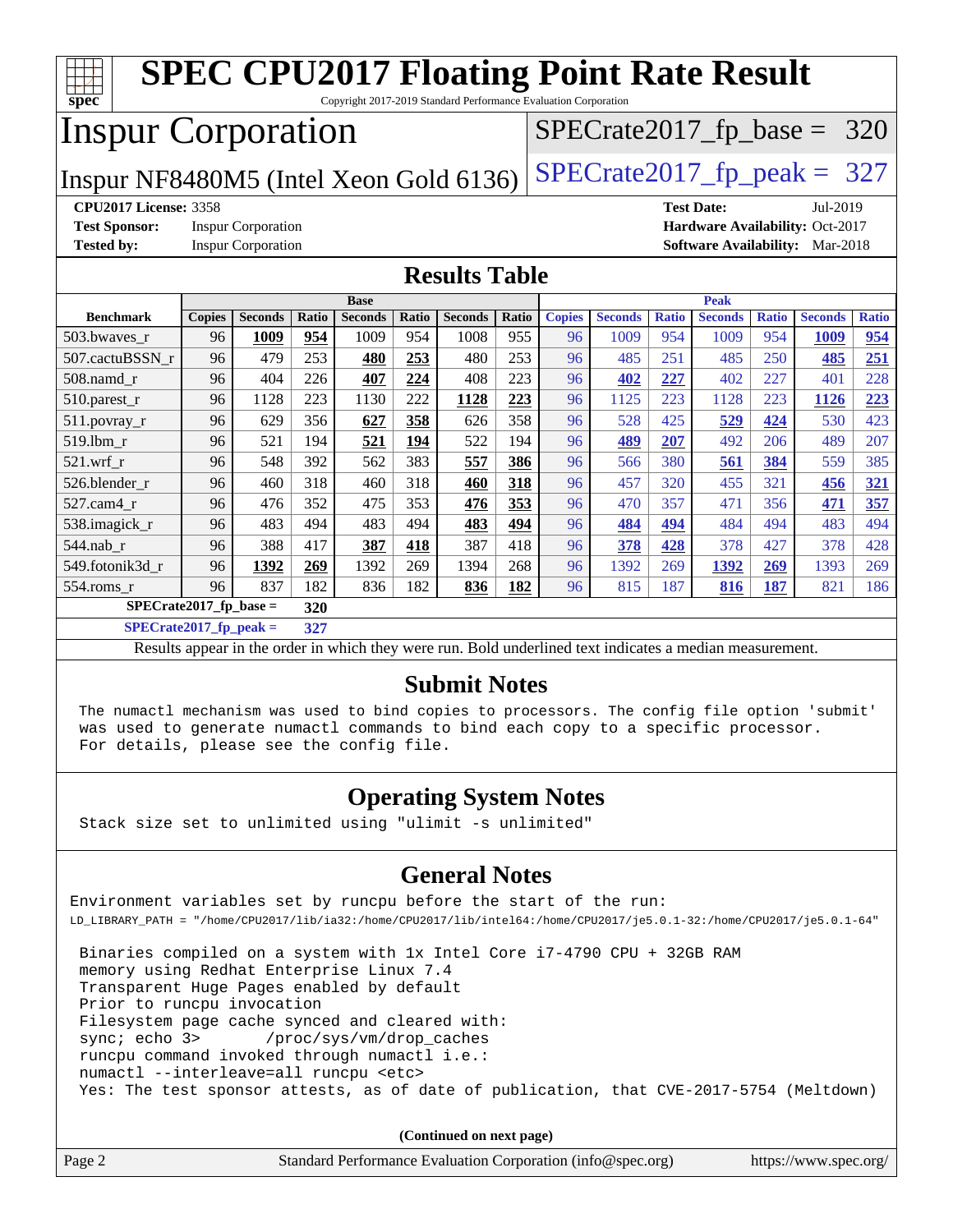# SPEC CPU2017 Floating Point Rate Result

Copyright 2017-2019 Standard Performance Evaluation Corporation

## Inspur Corporation

Inspur NF8480M5 (Intel Xeon Gold 6136)

SPECrate2017_fp_base = 320

SPECrate2017_fp_peak = 327

**CPU2017 License:** 3358
**Test Sponsor:** Inspur Corporation
**Tested by:** Inspur Corporation

**Test Date:** Jul-2019
**Hardware Availability:** Oct-2017
**Software Availability:** Mar-2018

## Results Table

| Benchmark | Base | | | | | | | Peak | | | | | | |
|---|---|---|---|---|---|---|---|---|---|---|---|---|---|---|
| | Copies | Seconds | Ratio | Seconds | Ratio | Seconds | Ratio | Copies | Seconds | Ratio | Seconds | Ratio | Seconds | Ratio |
| 503.bwaves_r | 96 | **1009** | **954** | 1009 | 954 | 1008 | 955 | 96 | 1009 | 954 | 1009 | 954 | **1009** | **954** |
| 507.cactuBSSN_r | 96 | 479 | 253 | **480** | **253** | 480 | 253 | 96 | 485 | 251 | 485 | 250 | **485** | **251** |
| 508.namd_r | 96 | 404 | 226 | **407** | **224** | 408 | 223 | 96 | **402** | **227** | 402 | 227 | 401 | 228 |
| 510.parest_r | 96 | 1128 | 223 | 1130 | 222 | **1128** | **223** | 96 | 1125 | 223 | 1128 | 223 | **1126** | **223** |
| 511.povray_r | 96 | 629 | 356 | **627** | **358** | 626 | 358 | 96 | 528 | 425 | **529** | **424** | 530 | 423 |
| 519.lbm_r | 96 | 521 | 194 | **521** | **194** | 522 | 194 | 96 | **489** | **207** | 492 | 206 | 489 | 207 |
| 521.wrf_r | 96 | 548 | 392 | 562 | 383 | **557** | **386** | 96 | 566 | 380 | **561** | **384** | 559 | 385 |
| 526.blender_r | 96 | 460 | 318 | 460 | 318 | **460** | **318** | 96 | 457 | 320 | 455 | 321 | **456** | **321** |
| 527.cam4_r | 96 | 476 | 352 | 475 | 353 | **476** | **353** | 96 | 470 | 357 | 471 | 356 | **471** | **357** |
| 538.imagick_r | 96 | 483 | 494 | 483 | 494 | **483** | **494** | 96 | **484** | **494** | 484 | 494 | 483 | 494 |
| 544.nab_r | 96 | 388 | 417 | **387** | **418** | 387 | 418 | 96 | **378** | **428** | 378 | 427 | 378 | 428 |
| 549.fotonik3d_r | 96 | **1392** | **269** | 1392 | 269 | 1394 | 268 | 96 | 1392 | 269 | **1392** | **269** | 1393 | 269 |
| 554.roms_r | 96 | 837 | 182 | 836 | 182 | **836** | **182** | 96 | 815 | 187 | **816** | **187** | 821 | 186 |

**SPECrate2017_fp_base = 320**

**SPECrate2017_fp_peak = 327**

Results appear in the order in which they were run. Bold underlined text indicates a median measurement.

## Submit Notes

```
The numactl mechanism was used to bind copies to processors. The config file option 'submit'
was used to generate numactl commands to bind each copy to a specific processor.
For details, please see the config file.
```

## Operating System Notes

```
Stack size set to unlimited using "ulimit -s unlimited"
```

## General Notes

```
Environment variables set by runcpu before the start of the run:
LD_LIBRARY_PATH = "/home/CPU2017/lib/ia32:/home/CPU2017/lib/intel64:/home/CPU2017/je5.0.1-32:/home/CPU2017/je5.0.1-64"

 Binaries compiled on a system with 1x Intel Core i7-4790 CPU + 32GB RAM
 memory using Redhat Enterprise Linux 7.4
 Transparent Huge Pages enabled by default
 Prior to runcpu invocation
 Filesystem page cache synced and cleared with:
 sync; echo 3>       /proc/sys/vm/drop_caches
 runcpu command invoked through numactl i.e.:
 numactl --interleave=all runcpu <etc>
 Yes: The test sponsor attests, as of date of publication, that CVE-2017-5754 (Meltdown)
```

(Continued on next page)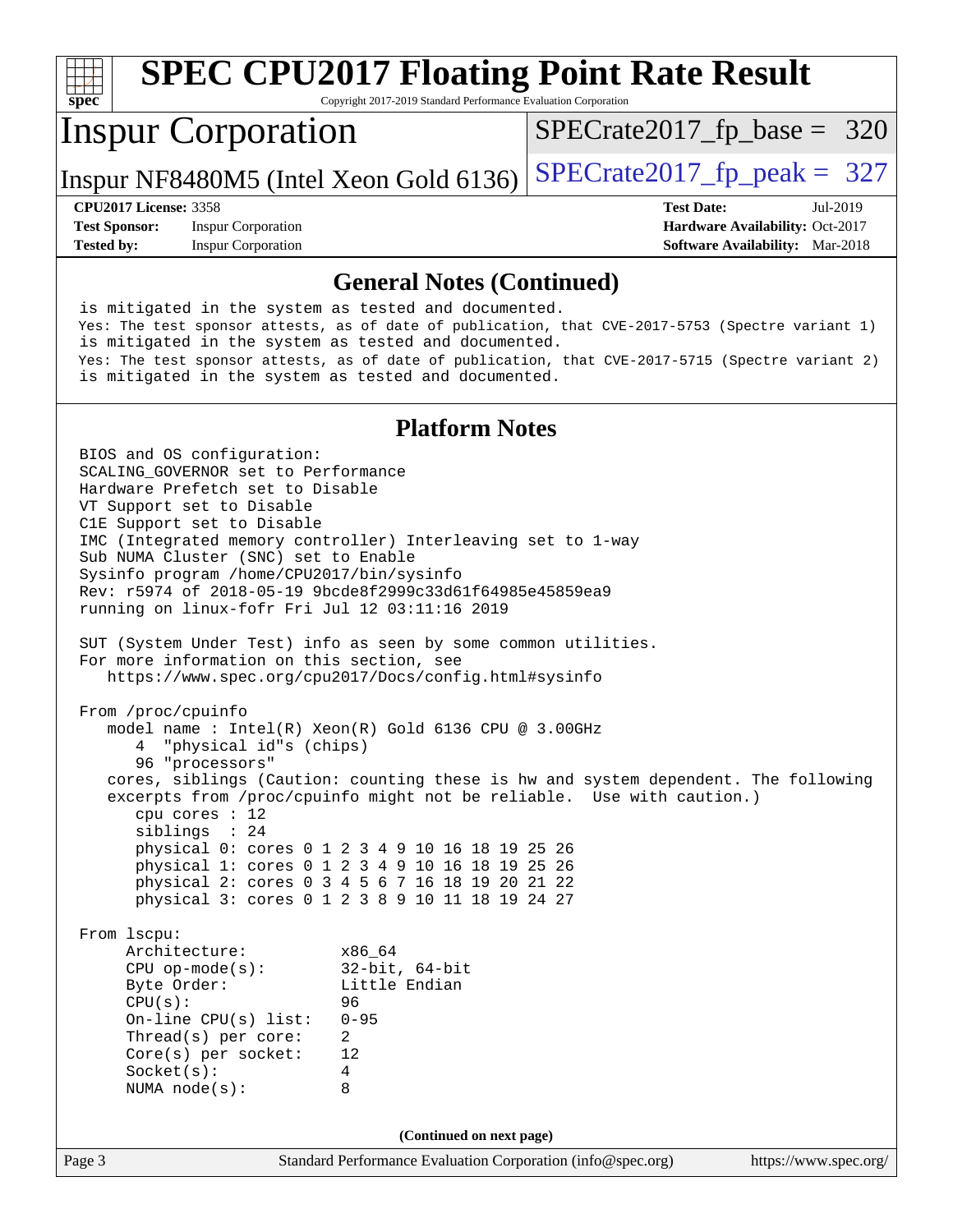## General Notes (Continued)

```
is mitigated in the system as tested and documented.
Yes: The test sponsor attests, as of date of publication, that CVE-2017-5753 (Spectre variant 1)
is mitigated in the system as tested and documented.
Yes: The test sponsor attests, as of date of publication, that CVE-2017-5715 (Spectre variant 2)
is mitigated in the system as tested and documented.
```

## Platform Notes

```
BIOS and OS configuration:
SCALING_GOVERNOR set to Performance
Hardware Prefetch set to Disable
VT Support set to Disable
C1E Support set to Disable
IMC (Integrated memory controller) Interleaving set to 1-way
Sub NUMA Cluster (SNC) set to Enable
Sysinfo program /home/CPU2017/bin/sysinfo
Rev: r5974 of 2018-05-19 9bcde8f2999c33d61f64985e45859ea9
running on linux-fofr Fri Jul 12 03:11:16 2019

SUT (System Under Test) info as seen by some common utilities.
For more information on this section, see
   https://www.spec.org/cpu2017/Docs/config.html#sysinfo

From /proc/cpuinfo
   model name : Intel(R) Xeon(R) Gold 6136 CPU @ 3.00GHz
      4  "physical id"s (chips)
      96 "processors"
   cores, siblings (Caution: counting these is hw and system dependent. The following
   excerpts from /proc/cpuinfo might not be reliable.  Use with caution.)
      cpu cores : 12
      siblings  : 24
      physical 0: cores 0 1 2 3 4 9 10 16 18 19 25 26
      physical 1: cores 0 1 2 3 4 9 10 16 18 19 25 26
      physical 2: cores 0 3 4 5 6 7 16 18 19 20 21 22
      physical 3: cores 0 1 2 3 8 9 10 11 18 19 24 27

From lscpu:
     Architecture:          x86_64
     CPU op-mode(s):        32-bit, 64-bit
     Byte Order:            Little Endian
     CPU(s):                96
     On-line CPU(s) list:   0-95
     Thread(s) per core:    2
     Core(s) per socket:    12
     Socket(s):             4
     NUMA node(s):          8
```

**(Continued on next page)**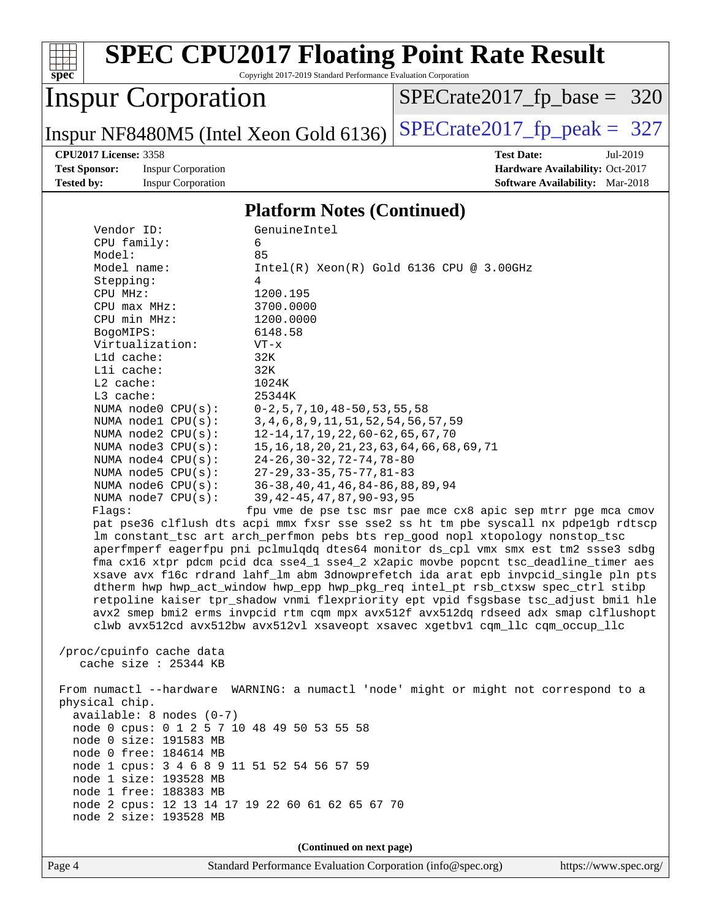# SPEC CPU2017 Floating Point Rate Result

Copyright 2017-2019 Standard Performance Evaluation Corporation

## Inspur Corporation

Inspur NF8480M5 (Intel Xeon Gold 6136)

SPECrate2017_fp_base = 320

SPECrate2017_fp_peak = 327

**CPU2017 License:** 3358
**Test Sponsor:** Inspur Corporation
**Tested by:** Inspur Corporation
**Test Date:** Jul-2019
**Hardware Availability:** Oct-2017
**Software Availability:** Mar-2018

### Platform Notes (Continued)

```
    Vendor ID:               GenuineIntel
    CPU family:              6
    Model:                   85
    Model name:              Intel(R) Xeon(R) Gold 6136 CPU @ 3.00GHz
    Stepping:                4
    CPU MHz:                 1200.195
    CPU max MHz:             3700.0000
    CPU min MHz:             1200.0000
    BogoMIPS:                6148.58
    Virtualization:          VT-x
    L1d cache:               32K
    L1i cache:               32K
    L2 cache:                1024K
    L3 cache:                25344K
    NUMA node0 CPU(s):       0-2,5,7,10,48-50,53,55,58
    NUMA node1 CPU(s):       3,4,6,8,9,11,51,52,54,56,57,59
    NUMA node2 CPU(s):       12-14,17,19,22,60-62,65,67,70
    NUMA node3 CPU(s):       15,16,18,20,21,23,63,64,66,68,69,71
    NUMA node4 CPU(s):       24-26,30-32,72-74,78-80
    NUMA node5 CPU(s):       27-29,33-35,75-77,81-83
    NUMA node6 CPU(s):       36-38,40,41,46,84-86,88,89,94
    NUMA node7 CPU(s):       39,42-45,47,87,90-93,95
    Flags:                  fpu vme de pse tsc msr pae mce cx8 apic sep mtrr pge mca cmov
    pat pse36 clflush dts acpi mmx fxsr sse sse2 ss ht tm pbe syscall nx pdpe1gb rdtscp
    lm constant_tsc art arch_perfmon pebs bts rep_good nopl xtopology nonstop_tsc
    aperfmperf eagerfpu pni pclmulqdq dtes64 monitor ds_cpl vmx smx est tm2 ssse3 sdbg
    fma cx16 xtpr pdcm pcid dca sse4_1 sse4_2 x2apic movbe popcnt tsc_deadline_timer aes
    xsave avx f16c rdrand lahf_lm abm 3dnowprefetch ida arat epb invpcid_single pln pts
    dtherm hwp hwp_act_window hwp_epp hwp_pkg_req intel_pt rsb_ctxsw spec_ctrl stibp
    retpoline kaiser tpr_shadow vnmi flexpriority ept vpid fsgsbase tsc_adjust bmi1 hle
    avx2 smep bmi2 erms invpcid rtm cqm mpx avx512f avx512dq rdseed adx smap clflushopt
    clwb avx512cd avx512bw avx512vl xsaveopt xsavec xgetbv1 cqm_llc cqm_occup_llc

 /proc/cpuinfo cache data
    cache size : 25344 KB

 From numactl --hardware  WARNING: a numactl 'node' might or might not correspond to a
 physical chip.
   available: 8 nodes (0-7)
   node 0 cpus: 0 1 2 5 7 10 48 49 50 53 55 58
   node 0 size: 191583 MB
   node 0 free: 184614 MB
   node 1 cpus: 3 4 6 8 9 11 51 52 54 56 57 59
   node 1 size: 193528 MB
   node 1 free: 188383 MB
   node 2 cpus: 12 13 14 17 19 22 60 61 62 65 67 70
   node 2 size: 193528 MB
```

**(Continued on next page)**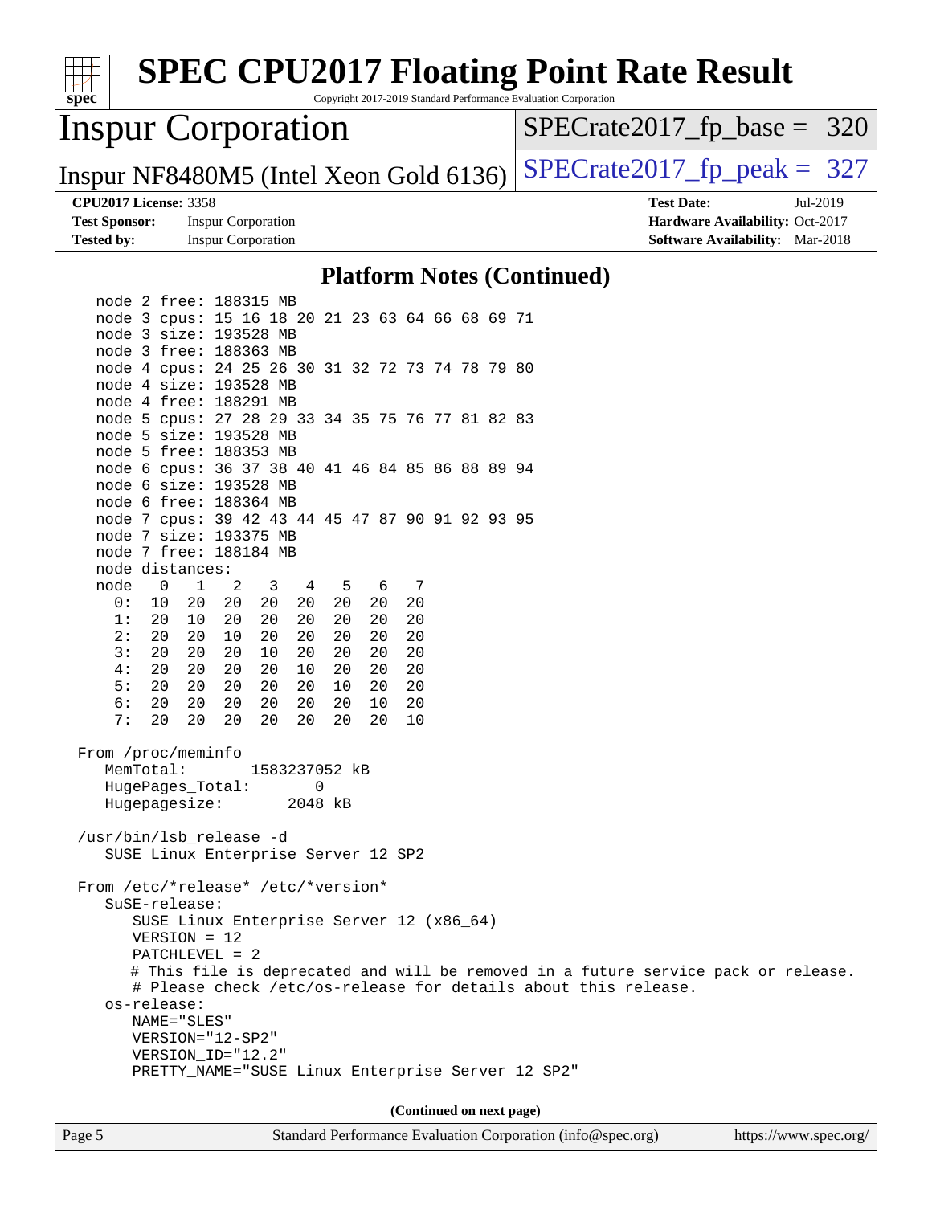## Platform Notes (Continued)

```
    node 2 free: 188315 MB
    node 3 cpus: 15 16 18 20 21 23 63 64 66 68 69 71
    node 3 size: 193528 MB
    node 3 free: 188363 MB
    node 4 cpus: 24 25 26 30 31 32 72 73 74 78 79 80
    node 4 size: 193528 MB
    node 4 free: 188291 MB
    node 5 cpus: 27 28 29 33 34 35 75 76 77 81 82 83
    node 5 size: 193528 MB
    node 5 free: 188353 MB
    node 6 cpus: 36 37 38 40 41 46 84 85 86 88 89 94
    node 6 size: 193528 MB
    node 6 free: 188364 MB
    node 7 cpus: 39 42 43 44 45 47 87 90 91 92 93 95
    node 7 size: 193375 MB
    node 7 free: 188184 MB
    node distances:
    node   0   1   2   3   4   5   6   7
      0:  10  20  20  20  20  20  20  20
      1:  20  10  20  20  20  20  20  20
      2:  20  20  10  20  20  20  20  20
      3:  20  20  20  10  20  20  20  20
      4:  20  20  20  20  10  20  20  20
      5:  20  20  20  20  20  10  20  20
      6:  20  20  20  20  20  20  10  20
      7:  20  20  20  20  20  20  20  10

 From /proc/meminfo
    MemTotal:       1583237052 kB
    HugePages_Total:       0
    Hugepagesize:       2048 kB

 /usr/bin/lsb_release -d
    SUSE Linux Enterprise Server 12 SP2

 From /etc/*release* /etc/*version*
    SuSE-release:
       SUSE Linux Enterprise Server 12 (x86_64)
       VERSION = 12
       PATCHLEVEL = 2
       # This file is deprecated and will be removed in a future service pack or release.
       # Please check /etc/os-release for details about this release.
    os-release:
       NAME="SLES"
       VERSION="12-SP2"
       VERSION_ID="12.2"
       PRETTY_NAME="SUSE Linux Enterprise Server 12 SP2"
```

(Continued on next page)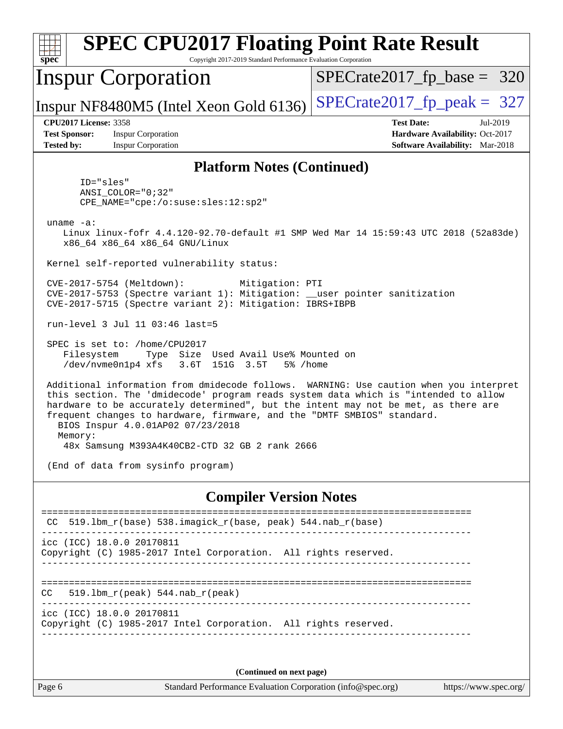# SPEC CPU2017 Floating Point Rate Result

Copyright 2017-2019 Standard Performance Evaluation Corporation

## Inspur Corporation

Inspur NF8480M5 (Intel Xeon Gold 6136)

SPECrate2017_fp_base = 320

SPECrate2017_fp_peak = 327

**CPU2017 License:** 3358
**Test Sponsor:** Inspur Corporation
**Tested by:** Inspur Corporation

**Test Date:** Jul-2019
**Hardware Availability:** Oct-2017
**Software Availability:** Mar-2018

## Platform Notes (Continued)

```
      ID="sles"
      ANSI_COLOR="0;32"
      CPE_NAME="cpe:/o:suse:sles:12:sp2"

 uname -a:
    Linux linux-fofr 4.4.120-92.70-default #1 SMP Wed Mar 14 15:59:43 UTC 2018 (52a83de)
    x86_64 x86_64 x86_64 GNU/Linux

 Kernel self-reported vulnerability status:

 CVE-2017-5754 (Meltdown):          Mitigation: PTI
 CVE-2017-5753 (Spectre variant 1): Mitigation: __user pointer sanitization
 CVE-2017-5715 (Spectre variant 2): Mitigation: IBRS+IBPB

 run-level 3 Jul 11 03:46 last=5

 SPEC is set to: /home/CPU2017
    Filesystem     Type  Size  Used Avail Use% Mounted on
    /dev/nvme0n1p4 xfs   3.6T  151G  3.5T   5% /home

 Additional information from dmidecode follows.  WARNING: Use caution when you interpret
 this section. The 'dmidecode' program reads system data which is "intended to allow
 hardware to be accurately determined", but the intent may not be met, as there are
 frequent changes to hardware, firmware, and the "DMTF SMBIOS" standard.
   BIOS Inspur 4.0.01AP02 07/23/2018
   Memory:
    48x Samsung M393A4K40CB2-CTD 32 GB 2 rank 2666

 (End of data from sysinfo program)
```

## Compiler Version Notes

```
==============================================================================
 CC  519.lbm_r(base) 538.imagick_r(base, peak) 544.nab_r(base)
------------------------------------------------------------------------------
icc (ICC) 18.0.0 20170811
Copyright (C) 1985-2017 Intel Corporation.  All rights reserved.
------------------------------------------------------------------------------

==============================================================================
CC   519.lbm_r(peak) 544.nab_r(peak)
------------------------------------------------------------------------------
icc (ICC) 18.0.0 20170811
Copyright (C) 1985-2017 Intel Corporation.  All rights reserved.
------------------------------------------------------------------------------
```

(Continued on next page)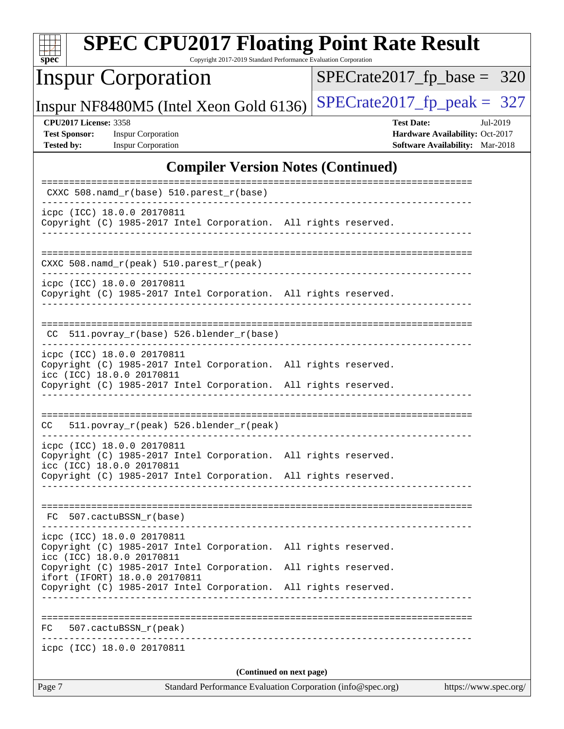## Compiler Version Notes (Continued)

```
==============================================================================
 CXXC 508.namd_r(base) 510.parest_r(base)
------------------------------------------------------------------------------
icpc (ICC) 18.0.0 20170811
Copyright (C) 1985-2017 Intel Corporation.  All rights reserved.
------------------------------------------------------------------------------

==============================================================================
CXXC 508.namd_r(peak) 510.parest_r(peak)
------------------------------------------------------------------------------
icpc (ICC) 18.0.0 20170811
Copyright (C) 1985-2017 Intel Corporation.  All rights reserved.
------------------------------------------------------------------------------

==============================================================================
 CC  511.povray_r(base) 526.blender_r(base)
------------------------------------------------------------------------------
icpc (ICC) 18.0.0 20170811
Copyright (C) 1985-2017 Intel Corporation.  All rights reserved.
icc (ICC) 18.0.0 20170811
Copyright (C) 1985-2017 Intel Corporation.  All rights reserved.
------------------------------------------------------------------------------

==============================================================================
CC   511.povray_r(peak) 526.blender_r(peak)
------------------------------------------------------------------------------
icpc (ICC) 18.0.0 20170811
Copyright (C) 1985-2017 Intel Corporation.  All rights reserved.
icc (ICC) 18.0.0 20170811
Copyright (C) 1985-2017 Intel Corporation.  All rights reserved.
------------------------------------------------------------------------------

==============================================================================
 FC  507.cactuBSSN_r(base)
------------------------------------------------------------------------------
icpc (ICC) 18.0.0 20170811
Copyright (C) 1985-2017 Intel Corporation.  All rights reserved.
icc (ICC) 18.0.0 20170811
Copyright (C) 1985-2017 Intel Corporation.  All rights reserved.
ifort (IFORT) 18.0.0 20170811
Copyright (C) 1985-2017 Intel Corporation.  All rights reserved.
------------------------------------------------------------------------------

==============================================================================
FC   507.cactuBSSN_r(peak)
------------------------------------------------------------------------------
icpc (ICC) 18.0.0 20170811
```

(Continued on next page)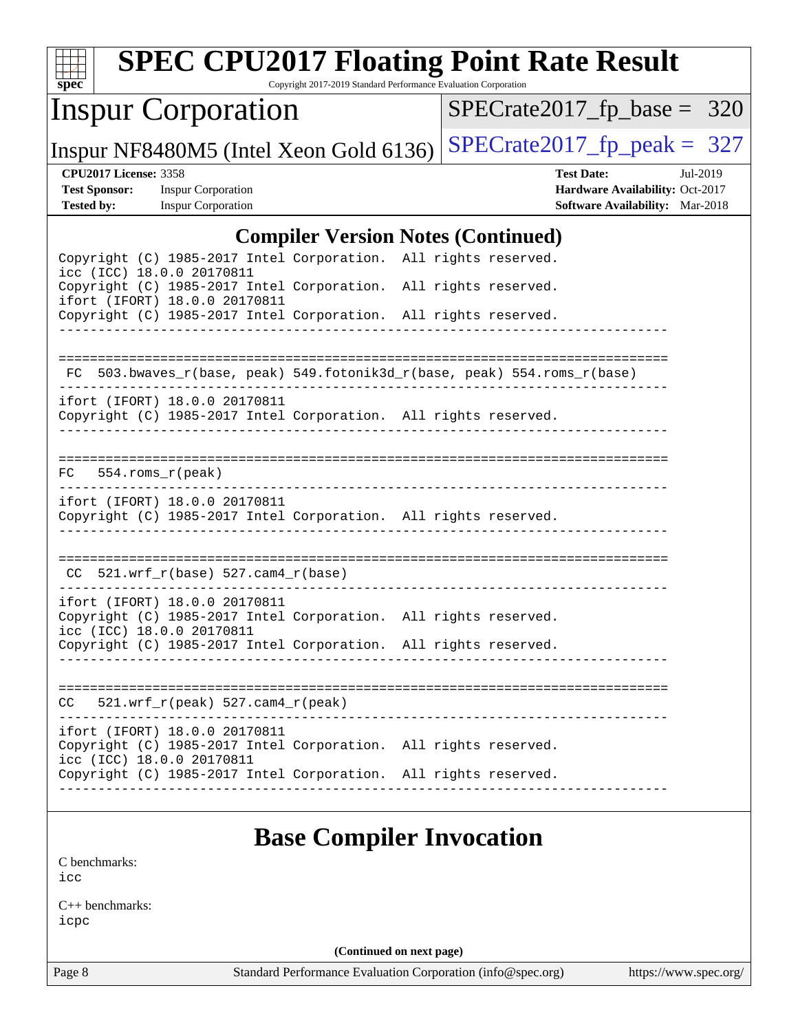## Compiler Version Notes (Continued)

```
Copyright (C) 1985-2017 Intel Corporation.  All rights reserved.
icc (ICC) 18.0.0 20170811
Copyright (C) 1985-2017 Intel Corporation.  All rights reserved.
ifort (IFORT) 18.0.0 20170811
Copyright (C) 1985-2017 Intel Corporation.  All rights reserved.
------------------------------------------------------------------------------

==============================================================================
 FC  503.bwaves_r(base, peak) 549.fotonik3d_r(base, peak) 554.roms_r(base)
------------------------------------------------------------------------------
ifort (IFORT) 18.0.0 20170811
Copyright (C) 1985-2017 Intel Corporation.  All rights reserved.
------------------------------------------------------------------------------

==============================================================================
FC   554.roms_r(peak)
------------------------------------------------------------------------------
ifort (IFORT) 18.0.0 20170811
Copyright (C) 1985-2017 Intel Corporation.  All rights reserved.
------------------------------------------------------------------------------

==============================================================================
 CC  521.wrf_r(base) 527.cam4_r(base)
------------------------------------------------------------------------------
ifort (IFORT) 18.0.0 20170811
Copyright (C) 1985-2017 Intel Corporation.  All rights reserved.
icc (ICC) 18.0.0 20170811
Copyright (C) 1985-2017 Intel Corporation.  All rights reserved.
------------------------------------------------------------------------------

==============================================================================
CC   521.wrf_r(peak) 527.cam4_r(peak)
------------------------------------------------------------------------------
ifort (IFORT) 18.0.0 20170811
Copyright (C) 1985-2017 Intel Corporation.  All rights reserved.
icc (ICC) 18.0.0 20170811
Copyright (C) 1985-2017 Intel Corporation.  All rights reserved.
------------------------------------------------------------------------------
```

## Base Compiler Invocation

C benchmarks:
icc

C++ benchmarks:
icpc

**(Continued on next page)**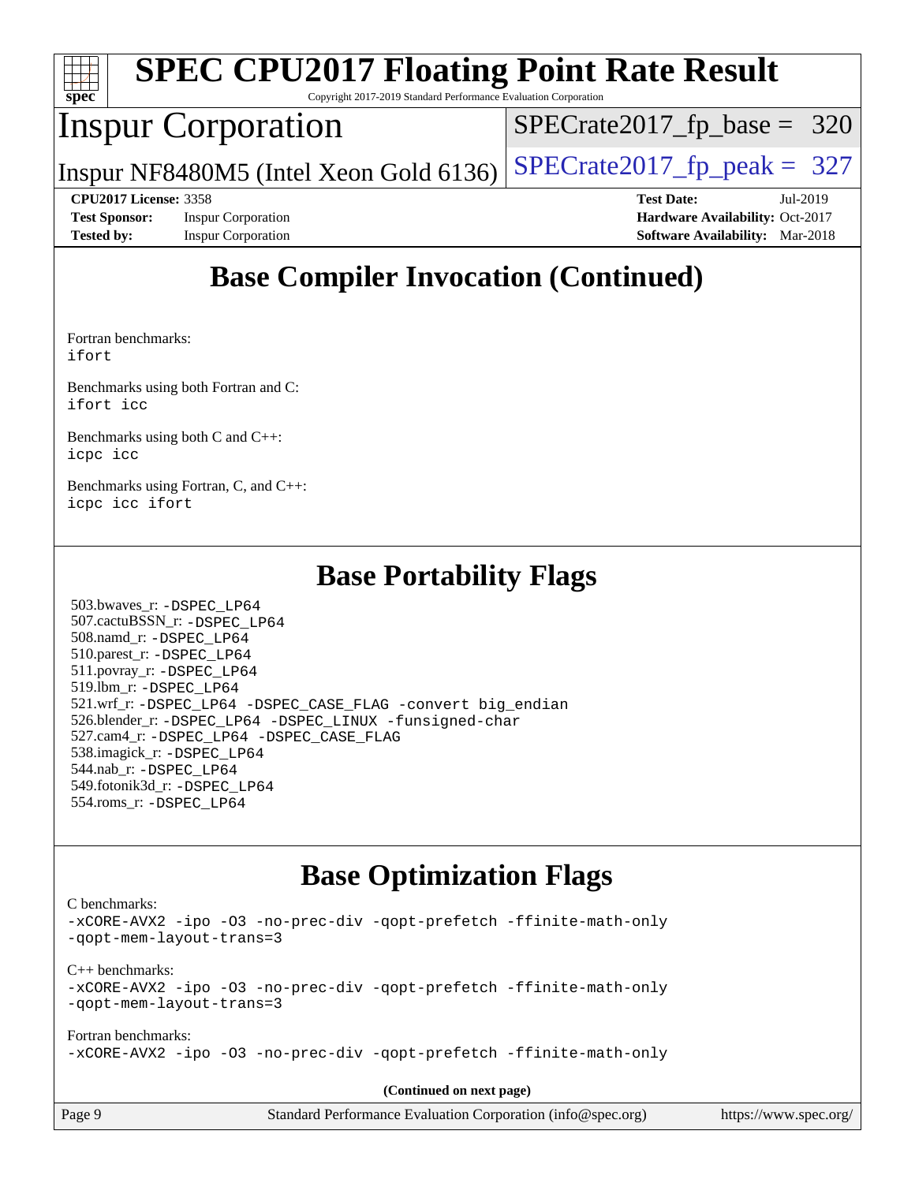# SPEC CPU2017 Floating Point Rate Result

Copyright 2017-2019 Standard Performance Evaluation Corporation

## Inspur Corporation

Inspur NF8480M5 (Intel Xeon Gold 6136)

SPECrate2017_fp_base = 320

SPECrate2017_fp_peak = 327

**CPU2017 License:** 3358
**Test Sponsor:** Inspur Corporation
**Tested by:** Inspur Corporation
**Test Date:** Jul-2019
**Hardware Availability:** Oct-2017
**Software Availability:** Mar-2018

## Base Compiler Invocation (Continued)

Fortran benchmarks:
ifort

Benchmarks using both Fortran and C:
ifort icc

Benchmarks using both C and C++:
icpc icc

Benchmarks using Fortran, C, and C++:
icpc icc ifort

## Base Portability Flags

503.bwaves_r: -DSPEC_LP64
507.cactuBSSN_r: -DSPEC_LP64
508.namd_r: -DSPEC_LP64
510.parest_r: -DSPEC_LP64
511.povray_r: -DSPEC_LP64
519.lbm_r: -DSPEC_LP64
521.wrf_r: -DSPEC_LP64 -DSPEC_CASE_FLAG -convert big_endian
526.blender_r: -DSPEC_LP64 -DSPEC_LINUX -funsigned-char
527.cam4_r: -DSPEC_LP64 -DSPEC_CASE_FLAG
538.imagick_r: -DSPEC_LP64
544.nab_r: -DSPEC_LP64
549.fotonik3d_r: -DSPEC_LP64
554.roms_r: -DSPEC_LP64

## Base Optimization Flags

C benchmarks:
-xCORE-AVX2 -ipo -O3 -no-prec-div -qopt-prefetch -ffinite-math-only
-qopt-mem-layout-trans=3

C++ benchmarks:
-xCORE-AVX2 -ipo -O3 -no-prec-div -qopt-prefetch -ffinite-math-only
-qopt-mem-layout-trans=3

Fortran benchmarks:
-xCORE-AVX2 -ipo -O3 -no-prec-div -qopt-prefetch -ffinite-math-only

**(Continued on next page)**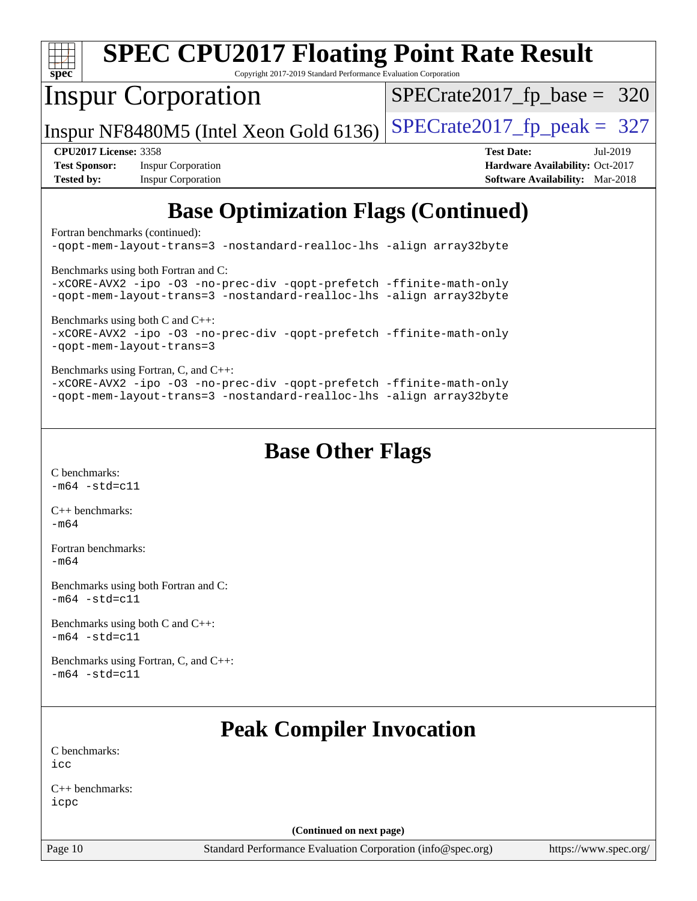## Base Optimization Flags (Continued)

Fortran benchmarks (continued):
```
-qopt-mem-layout-trans=3 -nostandard-realloc-lhs -align array32byte
```

Benchmarks using both Fortran and C:
```
-xCORE-AVX2 -ipo -O3 -no-prec-div -qopt-prefetch -ffinite-math-only
-qopt-mem-layout-trans=3 -nostandard-realloc-lhs -align array32byte
```

Benchmarks using both C and C++:
```
-xCORE-AVX2 -ipo -O3 -no-prec-div -qopt-prefetch -ffinite-math-only
-qopt-mem-layout-trans=3
```

Benchmarks using Fortran, C, and C++:
```
-xCORE-AVX2 -ipo -O3 -no-prec-div -qopt-prefetch -ffinite-math-only
-qopt-mem-layout-trans=3 -nostandard-realloc-lhs -align array32byte
```

## Base Other Flags

C benchmarks:
```
-m64 -std=c11
```

C++ benchmarks:
```
-m64
```

Fortran benchmarks:
```
-m64
```

Benchmarks using both Fortran and C:
```
-m64 -std=c11
```

Benchmarks using both C and C++:
```
-m64 -std=c11
```

Benchmarks using Fortran, C, and C++:
```
-m64 -std=c11
```

## Peak Compiler Invocation

C benchmarks:
```
icc
```

C++ benchmarks:
```
icpc
```

**(Continued on next page)**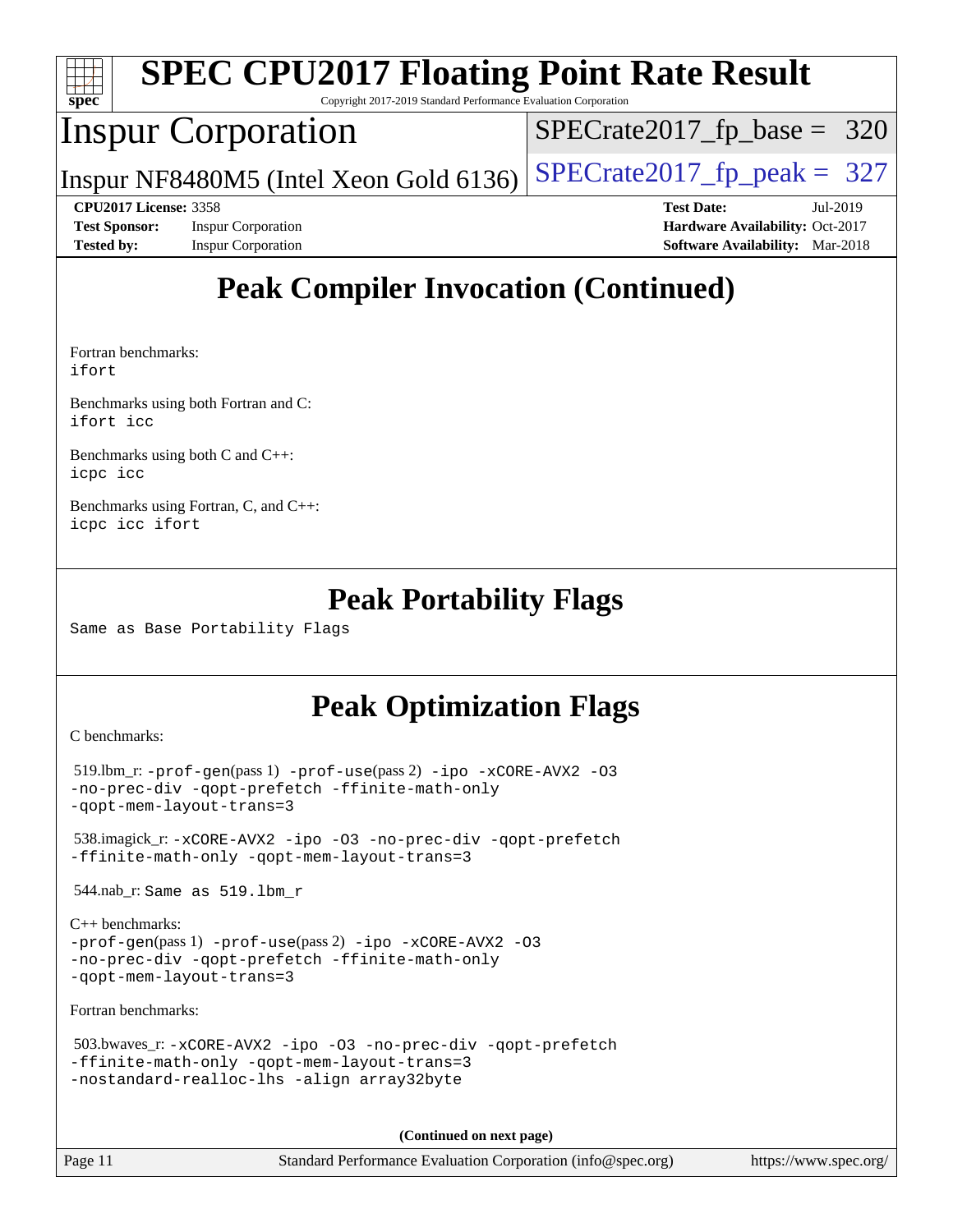# Peak Compiler Invocation (Continued)

Fortran benchmarks:
ifort

Benchmarks using both Fortran and C:
ifort icc

Benchmarks using both C and C++:
icpc icc

Benchmarks using Fortran, C, and C++:
icpc icc ifort

# Peak Portability Flags

Same as Base Portability Flags

# Peak Optimization Flags

C benchmarks:

519.lbm_r: -prof-gen(pass 1) -prof-use(pass 2) -ipo -xCORE-AVX2 -O3 -no-prec-div -qopt-prefetch -ffinite-math-only -qopt-mem-layout-trans=3

538.imagick_r: -xCORE-AVX2 -ipo -O3 -no-prec-div -qopt-prefetch -ffinite-math-only -qopt-mem-layout-trans=3

544.nab_r: Same as 519.lbm_r

C++ benchmarks:
-prof-gen(pass 1) -prof-use(pass 2) -ipo -xCORE-AVX2 -O3 -no-prec-div -qopt-prefetch -ffinite-math-only -qopt-mem-layout-trans=3

Fortran benchmarks:

503.bwaves_r: -xCORE-AVX2 -ipo -O3 -no-prec-div -qopt-prefetch -ffinite-math-only -qopt-mem-layout-trans=3 -nostandard-realloc-lhs -align array32byte

(Continued on next page)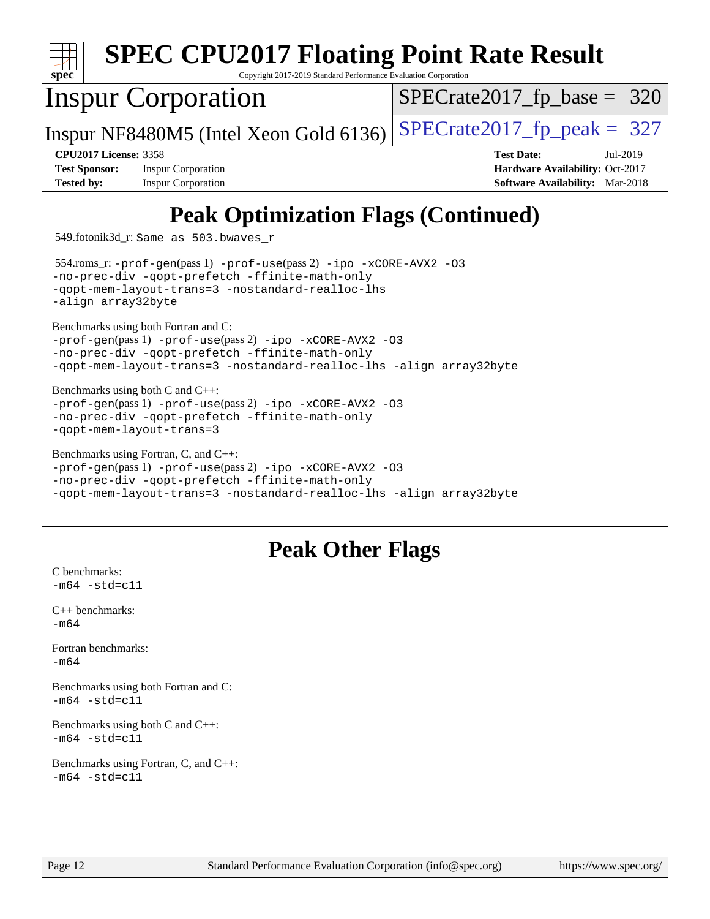# Peak Optimization Flags (Continued)

549.fotonik3d_r: `Same as 503.bwaves_r`

554.roms_r: `-prof-gen`(pass 1) `-prof-use`(pass 2) `-ipo -xCORE-AVX2 -O3 -no-prec-div -qopt-prefetch -ffinite-math-only -qopt-mem-layout-trans=3 -nostandard-realloc-lhs -align array32byte`

Benchmarks using both Fortran and C:
`-prof-gen`(pass 1) `-prof-use`(pass 2) `-ipo -xCORE-AVX2 -O3 -no-prec-div -qopt-prefetch -ffinite-math-only -qopt-mem-layout-trans=3 -nostandard-realloc-lhs -align array32byte`

Benchmarks using both C and C++:
`-prof-gen`(pass 1) `-prof-use`(pass 2) `-ipo -xCORE-AVX2 -O3 -no-prec-div -qopt-prefetch -ffinite-math-only -qopt-mem-layout-trans=3`

Benchmarks using Fortran, C, and C++:
`-prof-gen`(pass 1) `-prof-use`(pass 2) `-ipo -xCORE-AVX2 -O3 -no-prec-div -qopt-prefetch -ffinite-math-only -qopt-mem-layout-trans=3 -nostandard-realloc-lhs -align array32byte`

# Peak Other Flags

C benchmarks:
`-m64 -std=c11`

C++ benchmarks:
`-m64`

Fortran benchmarks:
`-m64`

Benchmarks using both Fortran and C:
`-m64 -std=c11`

Benchmarks using both C and C++:
`-m64 -std=c11`

Benchmarks using Fortran, C, and C++:
`-m64 -std=c11`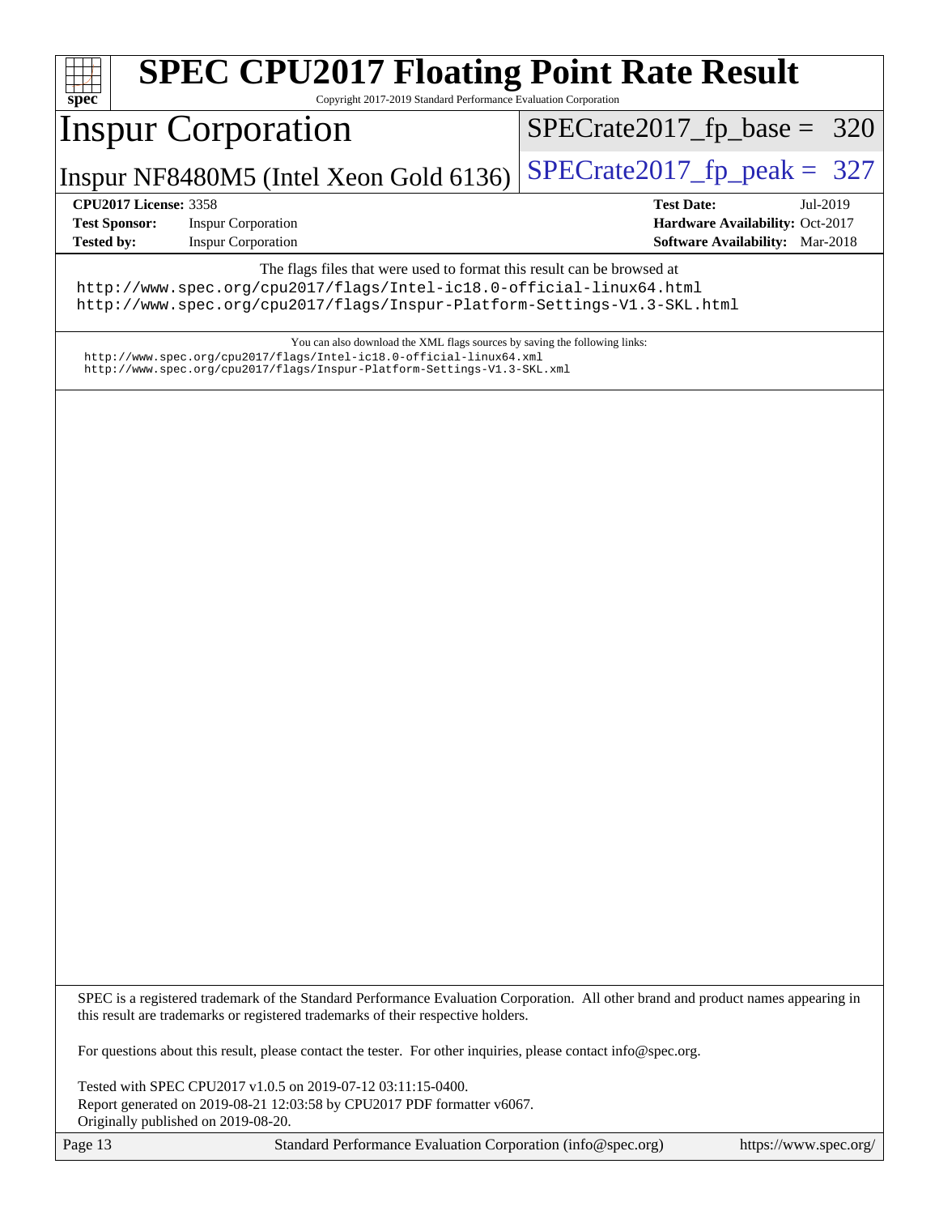# SPEC CPU2017 Floating Point Rate Result

Copyright 2017-2019 Standard Performance Evaluation Corporation

## Inspur Corporation

Inspur NF8480M5 (Intel Xeon Gold 6136)

SPECrate2017_fp_base = 320

SPECrate2017_fp_peak = 327

**CPU2017 License:** 3358
**Test Sponsor:** Inspur Corporation
**Tested by:** Inspur Corporation

**Test Date:** Jul-2019
**Hardware Availability:** Oct-2017
**Software Availability:** Mar-2018

The flags files that were used to format this result can be browsed at

```
http://www.spec.org/cpu2017/flags/Intel-ic18.0-official-linux64.html
http://www.spec.org/cpu2017/flags/Inspur-Platform-Settings-V1.3-SKL.html
```

You can also download the XML flags sources by saving the following links:

```
http://www.spec.org/cpu2017/flags/Intel-ic18.0-official-linux64.xml
http://www.spec.org/cpu2017/flags/Inspur-Platform-Settings-V1.3-SKL.xml
```

SPEC is a registered trademark of the Standard Performance Evaluation Corporation. All other brand and product names appearing in this result are trademarks or registered trademarks of their respective holders.

For questions about this result, please contact the tester. For other inquiries, please contact info@spec.org.

Tested with SPEC CPU2017 v1.0.5 on 2019-07-12 03:11:15-0400.
Report generated on 2019-08-21 12:03:58 by CPU2017 PDF formatter v6067.
Originally published on 2019-08-20.